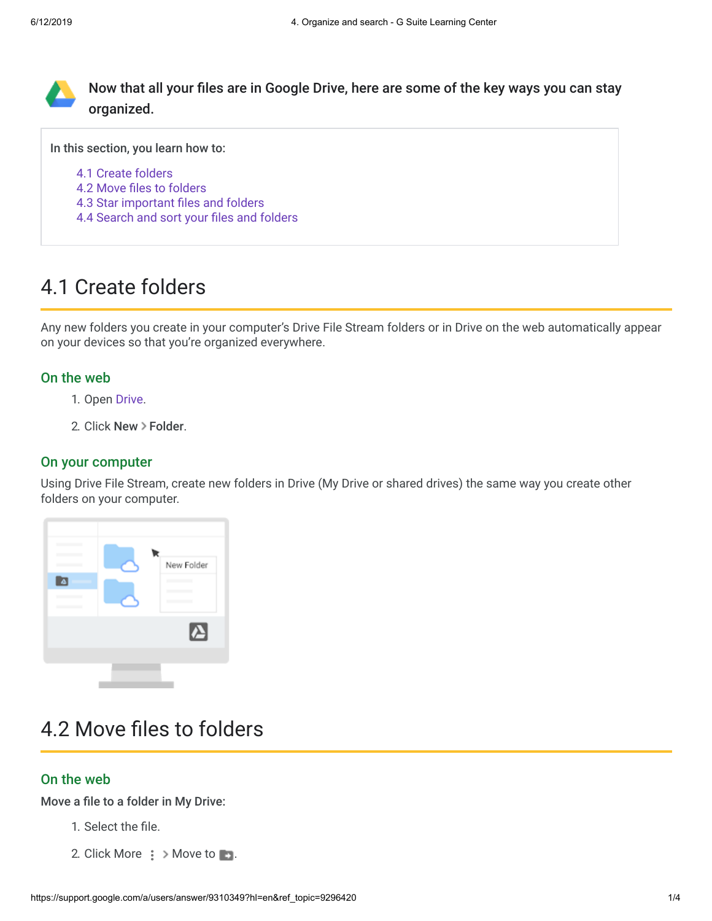Now that all your files are in Google Drive, here are some of the key ways you can stay organized.

**In this section, you learn how to:**

- 4.1 Create folders
- 4.2 Move files to folders
- 4.3 Star important files and folders
- 4.4 Search and sort your files and folders

# 4.1 Create folders

Any new folders you create in your computer's Drive File Stream folders or in Drive on the web automatically appear on your devices so that you're organized everywhere.

### On the web

1. Open Drive.
2. Click **New** > **Folder**.

### On your computer

Using Drive File Stream, create new folders in Drive (My Drive or shared drives) the same way you create other folders on your computer.

# 4.2 Move files to folders

### On the web

**Move a file to a folder in My Drive:**

1. Select the file.
2. Click More ⋮ > Move to.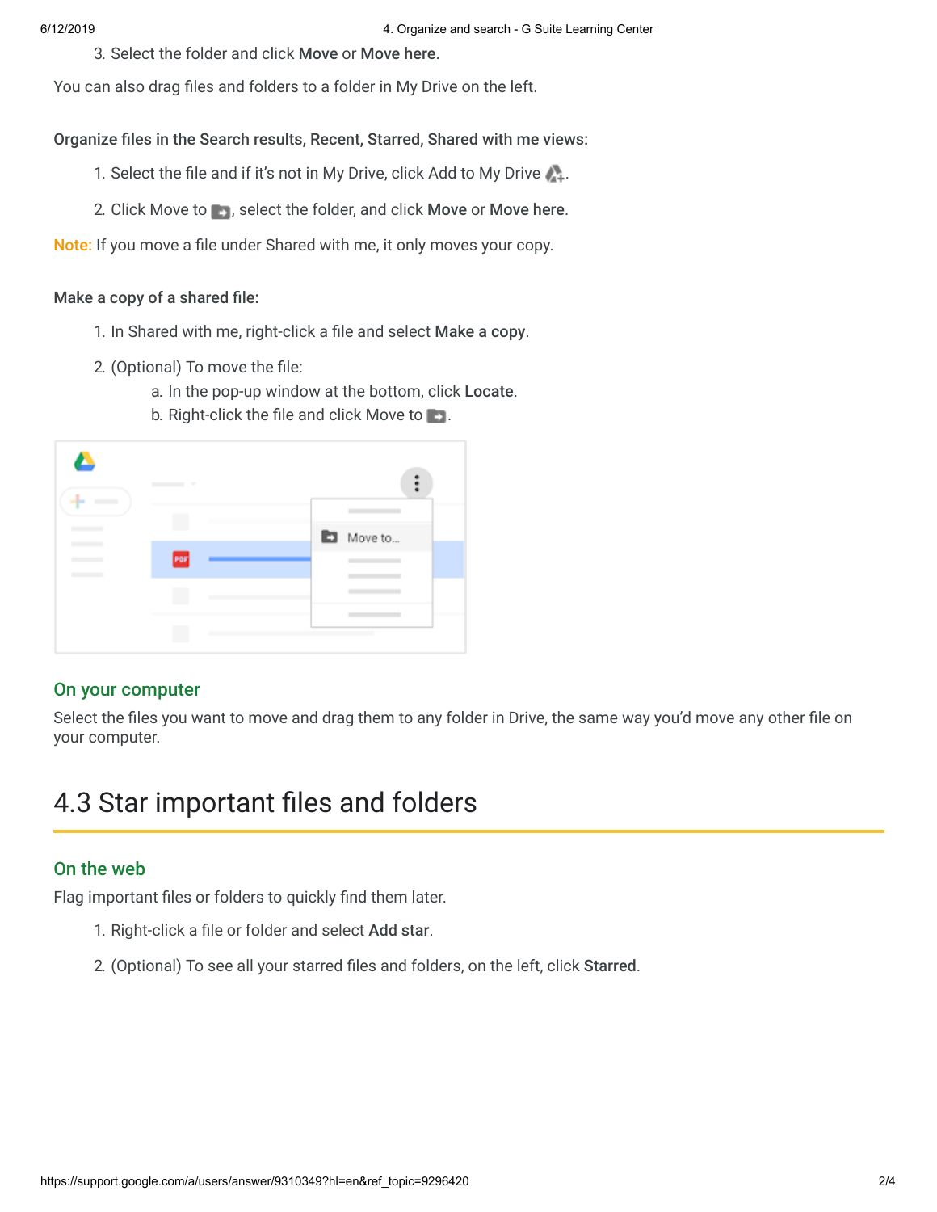3. Select the folder and click **Move** or **Move here**.

You can also drag files and folders to a folder in My Drive on the left.

**Organize files in the Search results, Recent, Starred, Shared with me views:**

1. Select the file and if it's not in My Drive, click Add to My Drive.
2. Click Move to, select the folder, and click **Move** or **Move here**.

Note: If you move a file under Shared with me, it only moves your copy.

**Make a copy of a shared file:**

1. In Shared with me, right-click a file and select **Make a copy**.
2. (Optional) To move the file:
   a. In the pop-up window at the bottom, click **Locate**.
   b. Right-click the file and click Move to.

### On your computer

Select the files you want to move and drag them to any folder in Drive, the same way you'd move any other file on your computer.

## 4.3 Star important files and folders

### On the web

Flag important files or folders to quickly find them later.

1. Right-click a file or folder and select **Add star**.
2. (Optional) To see all your starred files and folders, on the left, click **Starred**.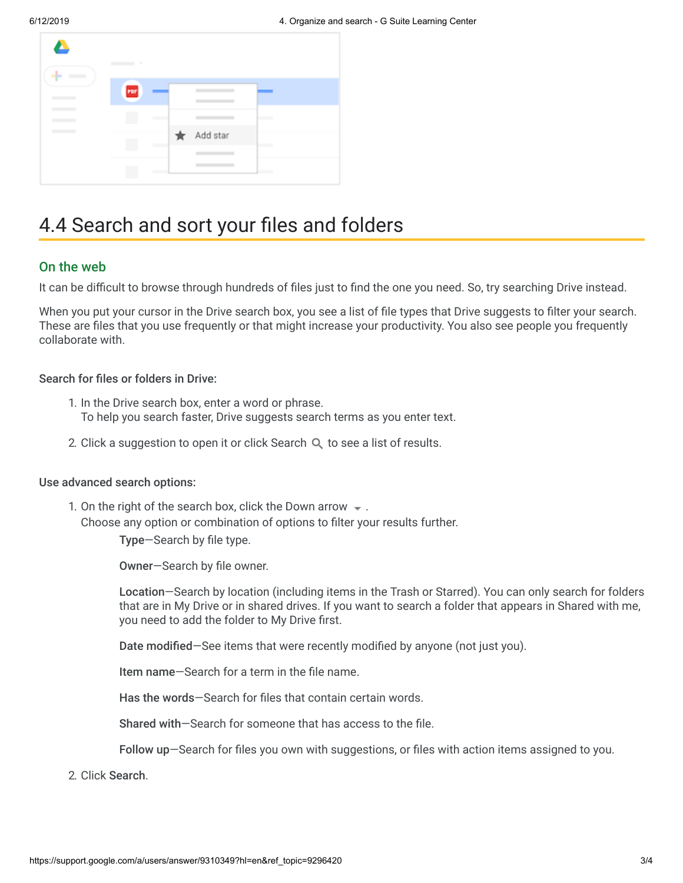## 4.4 Search and sort your files and folders

### On the web

It can be difficult to browse through hundreds of files just to find the one you need. So, try searching Drive instead.

When you put your cursor in the Drive search box, you see a list of file types that Drive suggests to filter your search. These are files that you use frequently or that might increase your productivity. You also see people you frequently collaborate with.

**Search for files or folders in Drive:**

1. In the Drive search box, enter a word or phrase.
   To help you search faster, Drive suggests search terms as you enter text.
2. Click a suggestion to open it or click Search to see a list of results.

**Use advanced search options:**

1. On the right of the search box, click the Down arrow .
   Choose any option or combination of options to filter your results further.

   **Type**—Search by file type.

   **Owner**—Search by file owner.

   **Location**—Search by location (including items in the Trash or Starred). You can only search for folders that are in My Drive or in shared drives. If you want to search a folder that appears in Shared with me, you need to add the folder to My Drive first.

   **Date modified**—See items that were recently modified by anyone (not just you).

   **Item name**—Search for a term in the file name.

   **Has the words**—Search for files that contain certain words.

   **Shared with**—Search for someone that has access to the file.

   **Follow up**—Search for files you own with suggestions, or files with action items assigned to you.
2. Click **Search**.